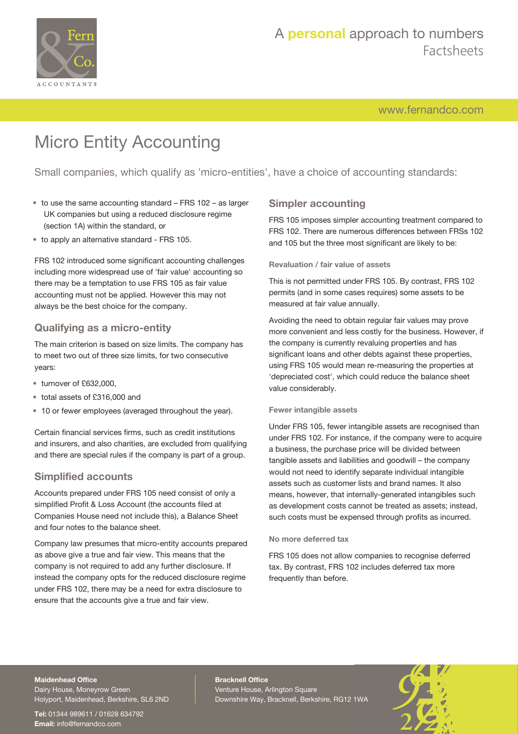# Micro Entity Accounting

Small companies, which qualify as 'micro-entities', have a choice of accounting standards:

- to use the same accounting standard – FRS 102 – as larger UK companies but using a reduced disclosure regime (section 1A) within the standard, or
- to apply an alternative standard - FRS 105.

FRS 102 introduced some significant accounting challenges including more widespread use of 'fair value' accounting so there may be a temptation to use FRS 105 as fair value accounting must not be applied. However this may not always be the best choice for the company.

## Qualifying as a micro-entity

The main criterion is based on size limits. The company has to meet two out of three size limits, for two consecutive years:

- turnover of £632,000,
- total assets of £316,000 and
- 10 or fewer employees (averaged throughout the year).

Certain financial services firms, such as credit institutions and insurers, and also charities, are excluded from qualifying and there are special rules if the company is part of a group.

## Simplified accounts

Accounts prepared under FRS 105 need consist of only a simplified Profit & Loss Account (the accounts filed at Companies House need not include this), a Balance Sheet and four notes to the balance sheet.

Company law presumes that micro-entity accounts prepared as above give a true and fair view. This means that the company is not required to add any further disclosure. If instead the company opts for the reduced disclosure regime under FRS 102, there may be a need for extra disclosure to ensure that the accounts give a true and fair view.

## Simpler accounting

FRS 105 imposes simpler accounting treatment compared to FRS 102. There are numerous differences between FRSs 102 and 105 but the three most significant are likely to be:

### Revaluation / fair value of assets

This is not permitted under FRS 105. By contrast, FRS 102 permits (and in some cases requires) some assets to be measured at fair value annually.

Avoiding the need to obtain regular fair values may prove more convenient and less costly for the business. However, if the company is currently revaluing properties and has significant loans and other debts against these properties, using FRS 105 would mean re-measuring the properties at 'depreciated cost', which could reduce the balance sheet value considerably.

### Fewer intangible assets

Under FRS 105, fewer intangible assets are recognised than under FRS 102. For instance, if the company were to acquire a business, the purchase price will be divided between tangible assets and liabilities and goodwill – the company would not need to identify separate individual intangible assets such as customer lists and brand names. It also means, however, that internally-generated intangibles such as development costs cannot be treated as assets; instead, such costs must be expensed through profits as incurred.

### No more deferred tax

FRS 105 does not allow companies to recognise deferred tax. By contrast, FRS 102 includes deferred tax more frequently than before.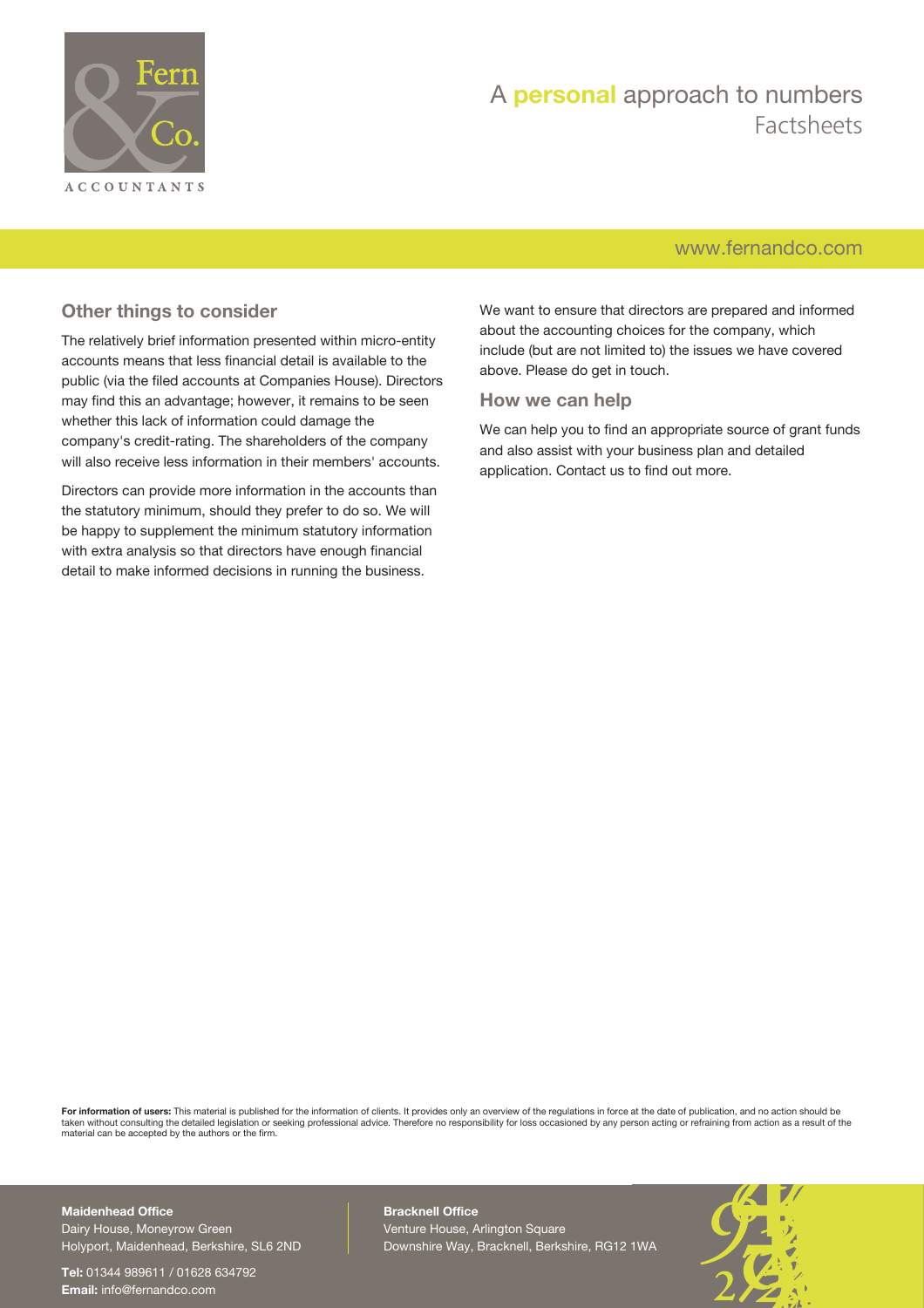## Other things to consider

The relatively brief information presented within micro-entity accounts means that less financial detail is available to the public (via the filed accounts at Companies House). Directors may find this an advantage; however, it remains to be seen whether this lack of information could damage the company's credit-rating. The shareholders of the company will also receive less information in their members' accounts.

Directors can provide more information in the accounts than the statutory minimum, should they prefer to do so. We will be happy to supplement the minimum statutory information with extra analysis so that directors have enough financial detail to make informed decisions in running the business.

We want to ensure that directors are prepared and informed about the accounting choices for the company, which include (but are not limited to) the issues we have covered above. Please do get in touch.

## How we can help

We can help you to find an appropriate source of grant funds and also assist with your business plan and detailed application. Contact us to find out more.

**For information of users:** This material is published for the information of clients. It provides only an overview of the regulations in force at the date of publication, and no action should be taken without consulting the detailed legislation or seeking professional advice. Therefore no responsibility for loss occasioned by any person acting or refraining from action as a result of the material can be accepted by the authors or the firm.